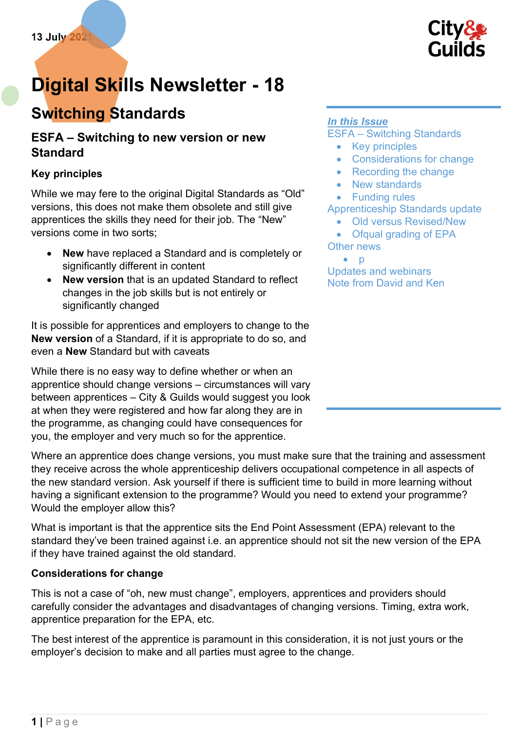13 July 2021

# Digital Skills Newsletter - 18

## Switching Standards

***In this Issue***

ESFA – Switching Standards

- Key principles
- Considerations for change
- Recording the change
- New standards
- Funding rules

Apprenticeship Standards update

- Old versus Revised/New
- Ofqual grading of EPA

Other news

- p

Updates and webinars

Note from David and Ken

### ESFA – Switching to new version or new Standard

**Key principles**

While we may fere to the original Digital Standards as "Old" versions, this does not make them obsolete and still give apprentices the skills they need for their job. The "New" versions come in two sorts;

- **New** have replaced a Standard and is completely or significantly different in content
- **New version** that is an updated Standard to reflect changes in the job skills but is not entirely or significantly changed

It is possible for apprentices and employers to change to the **New version** of a Standard, if it is appropriate to do so, and even a **New** Standard but with caveats

While there is no easy way to define whether or when an apprentice should change versions – circumstances will vary between apprentices – City & Guilds would suggest you look at when they were registered and how far along they are in the programme, as changing could have consequences for you, the employer and very much so for the apprentice.

Where an apprentice does change versions, you must make sure that the training and assessment they receive across the whole apprenticeship delivers occupational competence in all aspects of the new standard version. Ask yourself if there is sufficient time to build in more learning without having a significant extension to the programme? Would you need to extend your programme? Would the employer allow this?

What is important is that the apprentice sits the End Point Assessment (EPA) relevant to the standard they've been trained against i.e. an apprentice should not sit the new version of the EPA if they have trained against the old standard.

**Considerations for change**

This is not a case of "oh, new must change", employers, apprentices and providers should carefully consider the advantages and disadvantages of changing versions. Timing, extra work, apprentice preparation for the EPA, etc.

The best interest of the apprentice is paramount in this consideration, it is not just yours or the employer's decision to make and all parties must agree to the change.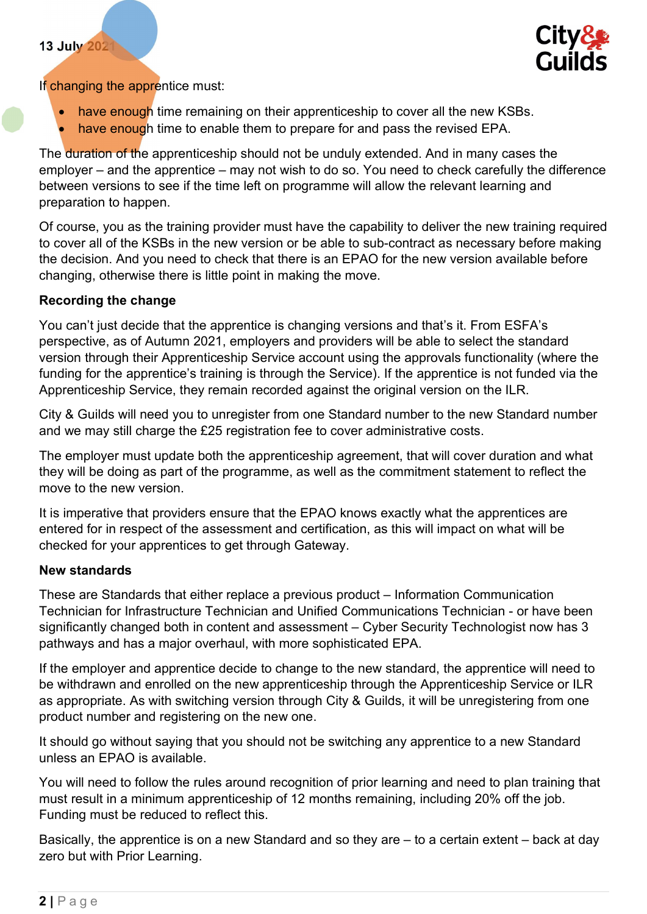13 July 2021

If changing the apprentice must:

- have enough time remaining on their apprenticeship to cover all the new KSBs.
- have enough time to enable them to prepare for and pass the revised EPA.

The duration of the apprenticeship should not be unduly extended. And in many cases the employer – and the apprentice – may not wish to do so. You need to check carefully the difference between versions to see if the time left on programme will allow the relevant learning and preparation to happen.

Of course, you as the training provider must have the capability to deliver the new training required to cover all of the KSBs in the new version or be able to sub-contract as necessary before making the decision. And you need to check that there is an EPAO for the new version available before changing, otherwise there is little point in making the move.

**Recording the change**

You can't just decide that the apprentice is changing versions and that's it. From ESFA's perspective, as of Autumn 2021, employers and providers will be able to select the standard version through their Apprenticeship Service account using the approvals functionality (where the funding for the apprentice's training is through the Service). If the apprentice is not funded via the Apprenticeship Service, they remain recorded against the original version on the ILR.

City & Guilds will need you to unregister from one Standard number to the new Standard number and we may still charge the £25 registration fee to cover administrative costs.

The employer must update both the apprenticeship agreement, that will cover duration and what they will be doing as part of the programme, as well as the commitment statement to reflect the move to the new version.

It is imperative that providers ensure that the EPAO knows exactly what the apprentices are entered for in respect of the assessment and certification, as this will impact on what will be checked for your apprentices to get through Gateway.

**New standards**

These are Standards that either replace a previous product – Information Communication Technician for Infrastructure Technician and Unified Communications Technician - or have been significantly changed both in content and assessment – Cyber Security Technologist now has 3 pathways and has a major overhaul, with more sophisticated EPA.

If the employer and apprentice decide to change to the new standard, the apprentice will need to be withdrawn and enrolled on the new apprenticeship through the Apprenticeship Service or ILR as appropriate. As with switching version through City & Guilds, it will be unregistering from one product number and registering on the new one.

It should go without saying that you should not be switching any apprentice to a new Standard unless an EPAO is available.

You will need to follow the rules around recognition of prior learning and need to plan training that must result in a minimum apprenticeship of 12 months remaining, including 20% off the job. Funding must be reduced to reflect this.

Basically, the apprentice is on a new Standard and so they are – to a certain extent – back at day zero but with Prior Learning.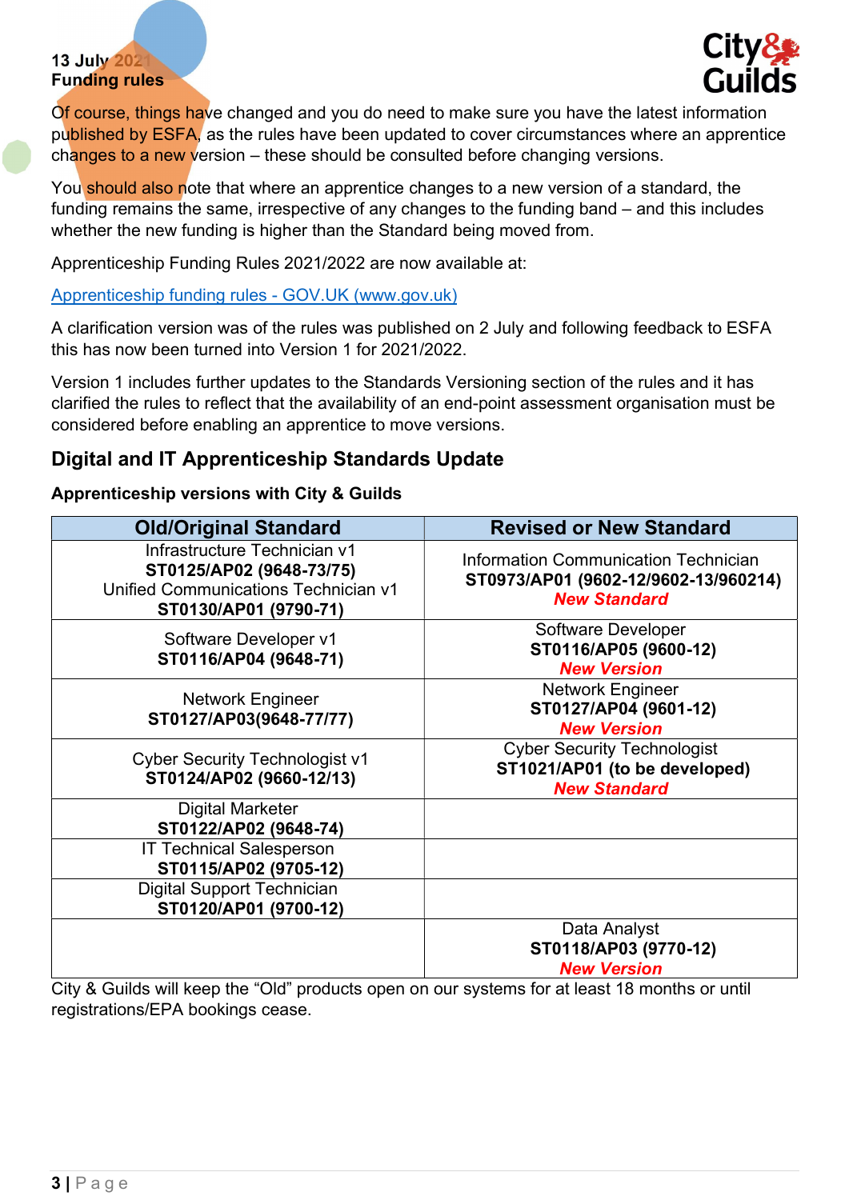**13 July 2021**
**Funding rules**

Of course, things have changed and you do need to make sure you have the latest information published by ESFA, as the rules have been updated to cover circumstances where an apprentice changes to a new version – these should be consulted before changing versions.

You should also note that where an apprentice changes to a new version of a standard, the funding remains the same, irrespective of any changes to the funding band – and this includes whether the new funding is higher than the Standard being moved from.

Apprenticeship Funding Rules 2021/2022 are now available at:

[Apprenticeship funding rules - GOV.UK (www.gov.uk)](https://www.gov.uk)

A clarification version was of the rules was published on 2 July and following feedback to ESFA this has now been turned into Version 1 for 2021/2022.

Version 1 includes further updates to the Standards Versioning section of the rules and it has clarified the rules to reflect that the availability of an end-point assessment organisation must be considered before enabling an apprentice to move versions.

## Digital and IT Apprenticeship Standards Update

**Apprenticeship versions with City & Guilds**

| Old/Original Standard | Revised or New Standard |
|---|---|
| Infrastructure Technician v1 **ST0125/AP02 (9648-73/75)** Unified Communications Technician v1 **ST0130/AP01 (9790-71)** | Information Communication Technician **ST0973/AP01 (9602-12/9602-13/960214)** ***New Standard*** |
| Software Developer v1 **ST0116/AP04 (9648-71)** | Software Developer **ST0116/AP05 (9600-12)** ***New Version*** |
| Network Engineer **ST0127/AP03(9648-77/77)** | Network Engineer **ST0127/AP04 (9601-12)** ***New Version*** |
| Cyber Security Technologist v1 **ST0124/AP02 (9660-12/13)** | Cyber Security Technologist **ST1021/AP01 (to be developed)** ***New Standard*** |
| Digital Marketer **ST0122/AP02 (9648-74)** | |
| IT Technical Salesperson **ST0115/AP02 (9705-12)** | |
| Digital Support Technician **ST0120/AP01 (9700-12)** | |
| | Data Analyst **ST0118/AP03 (9770-12)** ***New Version*** |

City & Guilds will keep the "Old" products open on our systems for at least 18 months or until registrations/EPA bookings cease.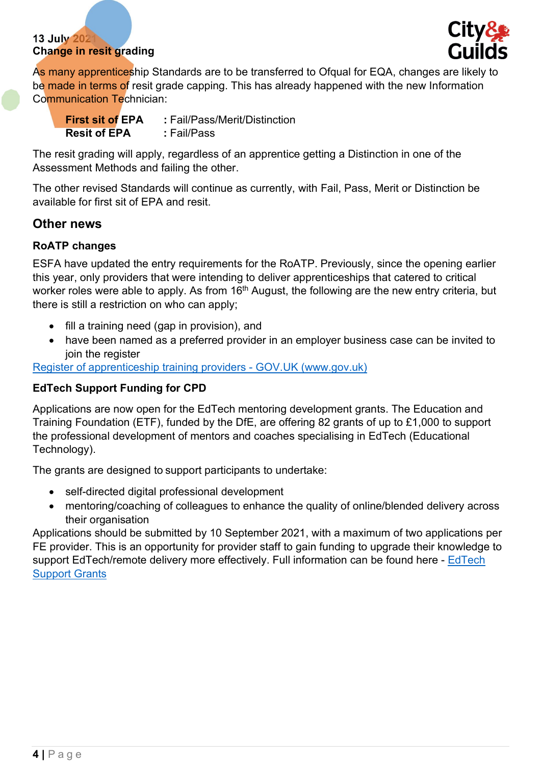**13 July 2021**
**Change in resit grading**

As many apprenticeship Standards are to be transferred to Ofqual for EQA, changes are likely to be made in terms of resit grade capping. This has already happened with the new Information Communication Technician:

**First sit of EPA** : Fail/Pass/Merit/Distinction
**Resit of EPA** : Fail/Pass

The resit grading will apply, regardless of an apprentice getting a Distinction in one of the Assessment Methods and failing the other.

The other revised Standards will continue as currently, with Fail, Pass, Merit or Distinction be available for first sit of EPA and resit.

## Other news

### RoATP changes

ESFA have updated the entry requirements for the RoATP. Previously, since the opening earlier this year, only providers that were intending to deliver apprenticeships that catered to critical worker roles were able to apply. As from 16th August, the following are the new entry criteria, but there is still a restriction on who can apply;

- fill a training need (gap in provision), and
- have been named as a preferred provider in an employer business case can be invited to join the register

[Register of apprenticeship training providers - GOV.UK (www.gov.uk)]

### EdTech Support Funding for CPD

Applications are now open for the EdTech mentoring development grants. The Education and Training Foundation (ETF), funded by the DfE, are offering 82 grants of up to £1,000 to support the professional development of mentors and coaches specialising in EdTech (Educational Technology).

The grants are designed to support participants to undertake:

- self-directed digital professional development
- mentoring/coaching of colleagues to enhance the quality of online/blended delivery across their organisation

Applications should be submitted by 10 September 2021, with a maximum of two applications per FE provider. This is an opportunity for provider staff to gain funding to upgrade their knowledge to support EdTech/remote delivery more effectively. Full information can be found here - [EdTech Support Grants]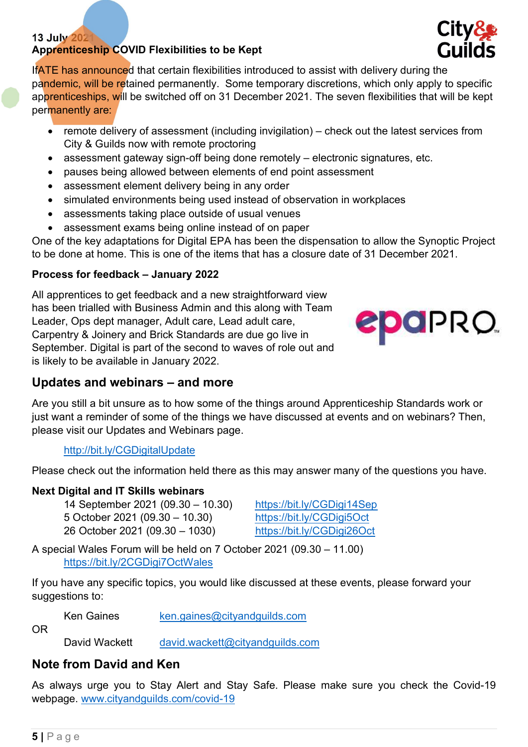13 July 2021

**Apprenticeship COVID Flexibilities to be Kept**

IfATE has announced that certain flexibilities introduced to assist with delivery during the pandemic, will be retained permanently. Some temporary discretions, which only apply to specific apprenticeships, will be switched off on 31 December 2021. The seven flexibilities that will be kept permanently are:

- remote delivery of assessment (including invigilation) – check out the latest services from City & Guilds now with remote proctoring
- assessment gateway sign-off being done remotely – electronic signatures, etc.
- pauses being allowed between elements of end point assessment
- assessment element delivery being in any order
- simulated environments being used instead of observation in workplaces
- assessments taking place outside of usual venues
- assessment exams being online instead of on paper

One of the key adaptations for Digital EPA has been the dispensation to allow the Synoptic Project to be done at home. This is one of the items that has a closure date of 31 December 2021.

**Process for feedback – January 2022**

All apprentices to get feedback and a new straightforward view has been trialled with Business Admin and this along with Team Leader, Ops dept manager, Adult care, Lead adult care, Carpentry & Joinery and Brick Standards are due go live in September. Digital is part of the second to waves of role out and is likely to be available in January 2022.

## Updates and webinars – and more

Are you still a bit unsure as to how some of the things around Apprenticeship Standards work or just want a reminder of some of the things we have discussed at events and on webinars? Then, please visit our Updates and Webinars page.

http://bit.ly/CGDigitalUpdate

Please check out the information held there as this may answer many of the questions you have.

**Next Digital and IT Skills webinars**

14 September 2021 (09.30 – 10.30) https://bit.ly/CGDigi14Sep
5 October 2021 (09.30 – 10.30) https://bit.ly/CGDigi5Oct
26 October 2021 (09.30 – 1030) https://bit.ly/CGDigi26Oct

A special Wales Forum will be held on 7 October 2021 (09.30 – 11.00)
https://bit.ly/2CGDigi7OctWales

If you have any specific topics, you would like discussed at these events, please forward your suggestions to:

Ken Gaines ken.gaines@cityandguilds.com
OR
David Wackett david.wackett@cityandguilds.com

## Note from David and Ken

As always urge you to Stay Alert and Stay Safe. Please make sure you check the Covid-19 webpage. www.cityandguilds.com/covid-19